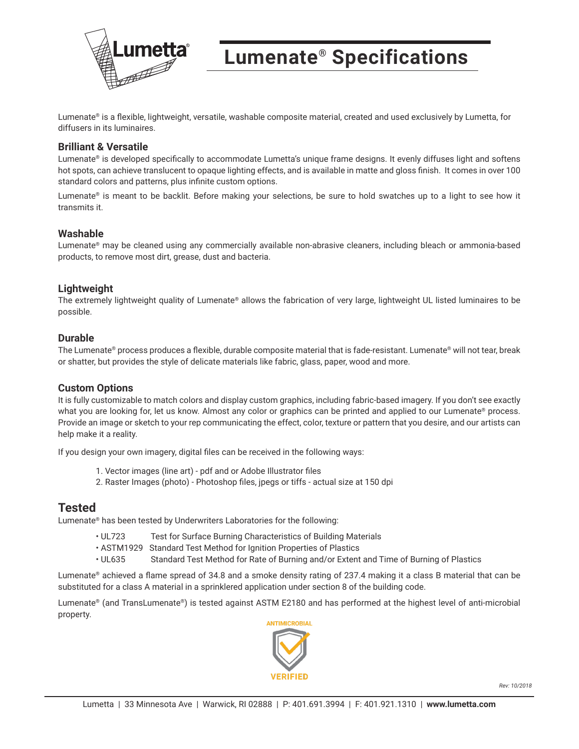# Lumenate® Specifications

Lumenate® is a flexible, lightweight, versatile, washable composite material, created and used exclusively by Lumetta, for diffusers in its luminaires.

### Brilliant & Versatile

Lumenate® is developed specifically to accommodate Lumetta's unique frame designs. It evenly diffuses light and softens hot spots, can achieve translucent to opaque lighting effects, and is available in matte and gloss finish. It comes in over 100 standard colors and patterns, plus infinite custom options.

Lumenate® is meant to be backlit. Before making your selections, be sure to hold swatches up to a light to see how it transmits it.

### Washable

Lumenate® may be cleaned using any commercially available non-abrasive cleaners, including bleach or ammonia-based products, to remove most dirt, grease, dust and bacteria.

### Lightweight

The extremely lightweight quality of Lumenate® allows the fabrication of very large, lightweight UL listed luminaires to be possible.

### Durable

The Lumenate® process produces a flexible, durable composite material that is fade-resistant. Lumenate® will not tear, break or shatter, but provides the style of delicate materials like fabric, glass, paper, wood and more.

### Custom Options

It is fully customizable to match colors and display custom graphics, including fabric-based imagery. If you don't see exactly what you are looking for, let us know. Almost any color or graphics can be printed and applied to our Lumenate® process. Provide an image or sketch to your rep communicating the effect, color, texture or pattern that you desire, and our artists can help make it a reality.

If you design your own imagery, digital files can be received in the following ways:

1. Vector images (line art) - pdf and or Adobe Illustrator files
2. Raster Images (photo) - Photoshop files, jpegs or tiffs - actual size at 150 dpi

## Tested

Lumenate® has been tested by Underwriters Laboratories for the following:

- UL723 Test for Surface Burning Characteristics of Building Materials
- ASTM1929 Standard Test Method for Ignition Properties of Plastics
- UL635 Standard Test Method for Rate of Burning and/or Extent and Time of Burning of Plastics

Lumenate® achieved a flame spread of 34.8 and a smoke density rating of 237.4 making it a class B material that can be substituted for a class A material in a sprinklered application under section 8 of the building code.

Lumenate® (and TransLumenate®) is tested against ASTM E2180 and has performed at the highest level of anti-microbial property.

ANTIMICROBIAL VERIFIED

*Rev: 10/2018*

Lumetta | 33 Minnesota Ave | Warwick, RI 02888 | P: 401.691.3994 | F: 401.921.1310 | **www.lumetta.com**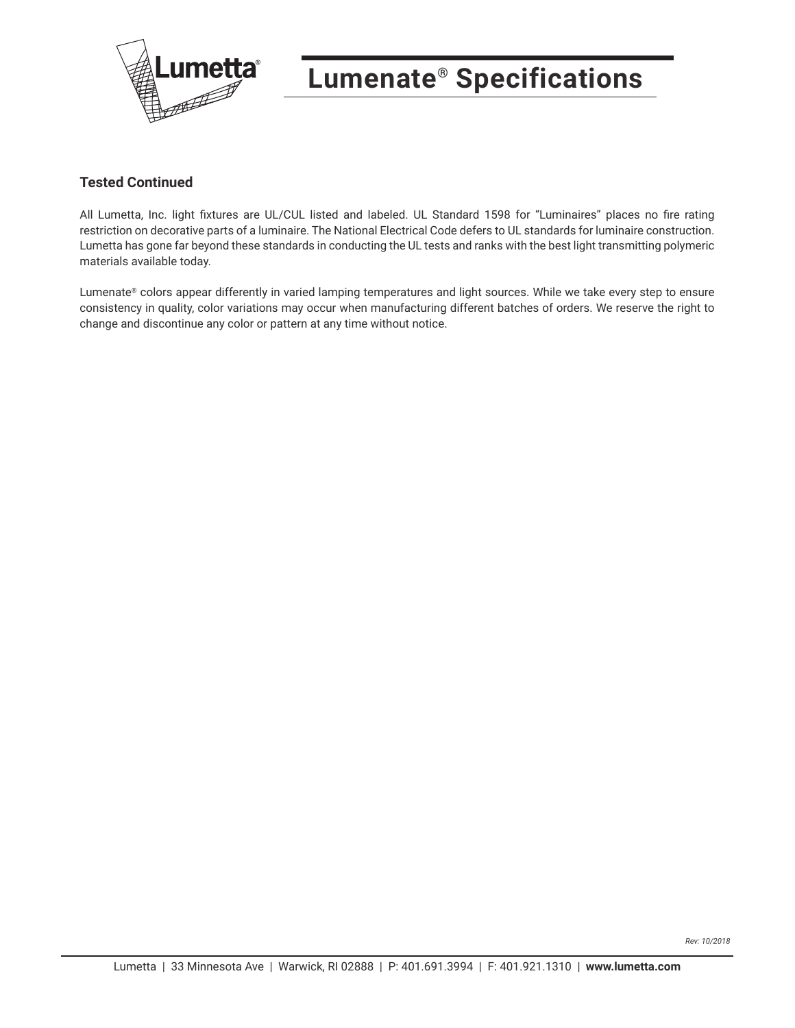### Tested Continued

All Lumetta, Inc. light fixtures are UL/CUL listed and labeled. UL Standard 1598 for "Luminaires" places no fire rating restriction on decorative parts of a luminaire. The National Electrical Code defers to UL standards for luminaire construction. Lumetta has gone far beyond these standards in conducting the UL tests and ranks with the best light transmitting polymeric materials available today.

Lumenate® colors appear differently in varied lamping temperatures and light sources. While we take every step to ensure consistency in quality, color variations may occur when manufacturing different batches of orders. We reserve the right to change and discontinue any color or pattern at any time without notice.

*Rev: 10/2018*